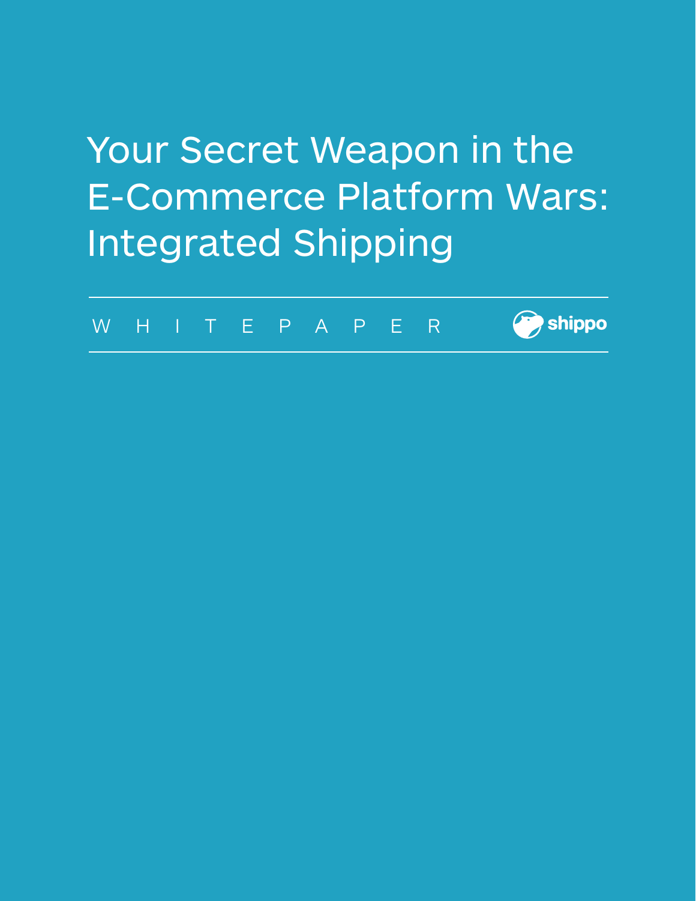# Your Secret Weapon in the E-Commerce Platform Wars: Integrated Shipping

WHITEPAPER

shippo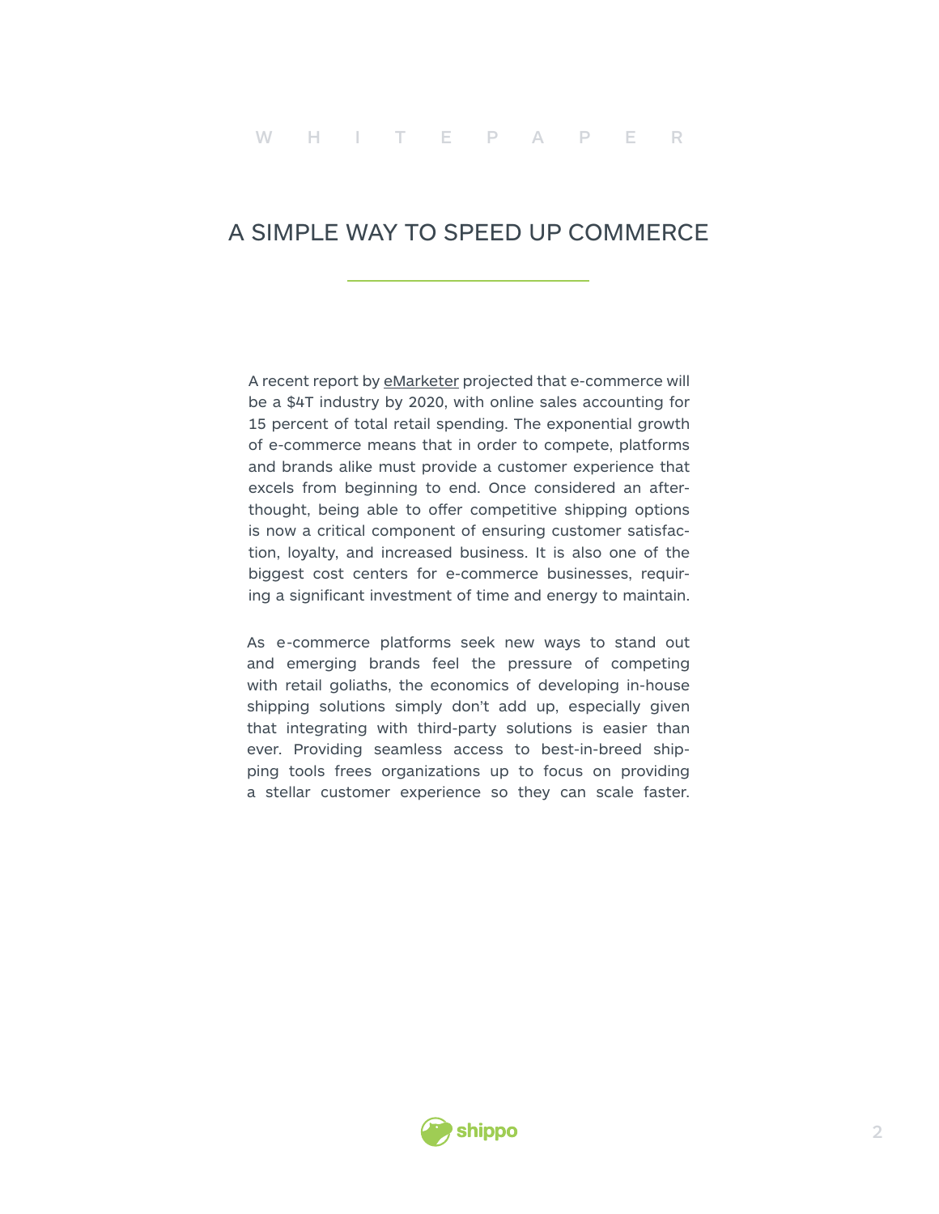W H I T E P A P E R

# A SIMPLE WAY TO SPEED UP COMMERCE

A recent report by eMarketer projected that e-commerce will be a $4T industry by 2020, with online sales accounting for 15 percent of total retail spending. The exponential growth of e-commerce means that in order to compete, platforms and brands alike must provide a customer experience that excels from beginning to end. Once considered an afterthought, being able to offer competitive shipping options is now a critical component of ensuring customer satisfaction, loyalty, and increased business. It is also one of the biggest cost centers for e-commerce businesses, requiring a significant investment of time and energy to maintain.

As e-commerce platforms seek new ways to stand out and emerging brands feel the pressure of competing with retail goliaths, the economics of developing in-house shipping solutions simply don't add up, especially given that integrating with third-party solutions is easier than ever. Providing seamless access to best-in-breed shipping tools frees organizations up to focus on providing a stellar customer experience so they can scale faster.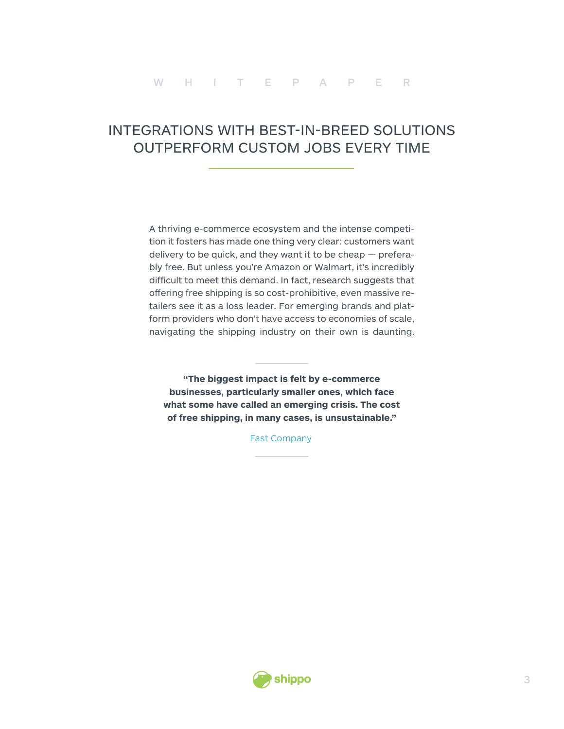# INTEGRATIONS WITH BEST-IN-BREED SOLUTIONS OUTPERFORM CUSTOM JOBS EVERY TIME

A thriving e-commerce ecosystem and the intense competition it fosters has made one thing very clear: customers want delivery to be quick, and they want it to be cheap — preferably free. But unless you're Amazon or Walmart, it's incredibly difficult to meet this demand. In fact, research suggests that offering free shipping is so cost-prohibitive, even massive retailers see it as a loss leader. For emerging brands and platform providers who don't have access to economies of scale, navigating the shipping industry on their own is daunting.

> **"The biggest impact is felt by e-commerce businesses, particularly smaller ones, which face what some have called an emerging crisis. The cost of free shipping, in many cases, is unsustainable."**
>
> Fast Company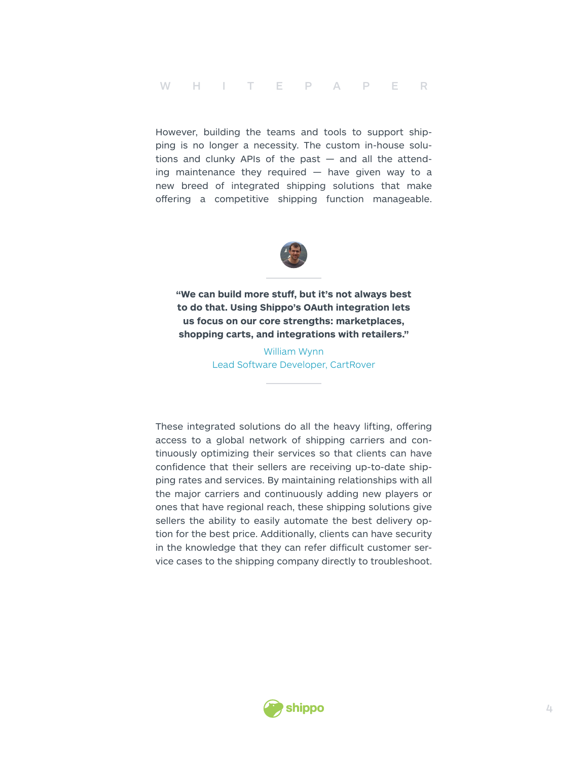However, building the teams and tools to support shipping is no longer a necessity. The custom in-house solutions and clunky APIs of the past — and all the attending maintenance they required — have given way to a new breed of integrated shipping solutions that make offering a competitive shipping function manageable.

**"We can build more stuff, but it's not always best to do that. Using Shippo's OAuth integration lets us focus on our core strengths: marketplaces, shopping carts, and integrations with retailers."**

William Wynn
Lead Software Developer, CartRover

These integrated solutions do all the heavy lifting, offering access to a global network of shipping carriers and continuously optimizing their services so that clients can have confidence that their sellers are receiving up-to-date shipping rates and services. By maintaining relationships with all the major carriers and continuously adding new players or ones that have regional reach, these shipping solutions give sellers the ability to easily automate the best delivery option for the best price. Additionally, clients can have security in the knowledge that they can refer difficult customer service cases to the shipping company directly to troubleshoot.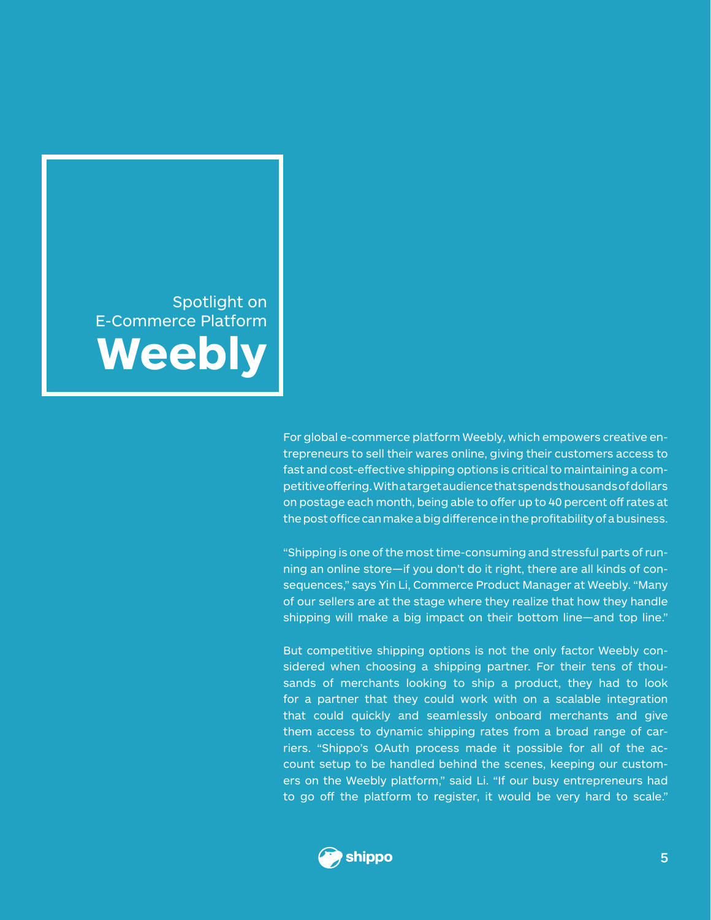## Spotlight on E-Commerce Platform

# Weebly

For global e-commerce platform Weebly, which empowers creative entrepreneurs to sell their wares online, giving their customers access to fast and cost-effective shipping options is critical to maintaining a competitive offering. With a target audience that spends thousands of dollars on postage each month, being able to offer up to 40 percent off rates at the post office can make a big difference in the profitability of a business.

"Shipping is one of the most time-consuming and stressful parts of running an online store—if you don't do it right, there are all kinds of consequences," says Yin Li, Commerce Product Manager at Weebly. "Many of our sellers are at the stage where they realize that how they handle shipping will make a big impact on their bottom line—and top line."

But competitive shipping options is not the only factor Weebly considered when choosing a shipping partner. For their tens of thousands of merchants looking to ship a product, they had to look for a partner that they could work with on a scalable integration that could quickly and seamlessly onboard merchants and give them access to dynamic shipping rates from a broad range of carriers. "Shippo's OAuth process made it possible for all of the account setup to be handled behind the scenes, keeping our customers on the Weebly platform," said Li. "If our busy entrepreneurs had to go off the platform to register, it would be very hard to scale."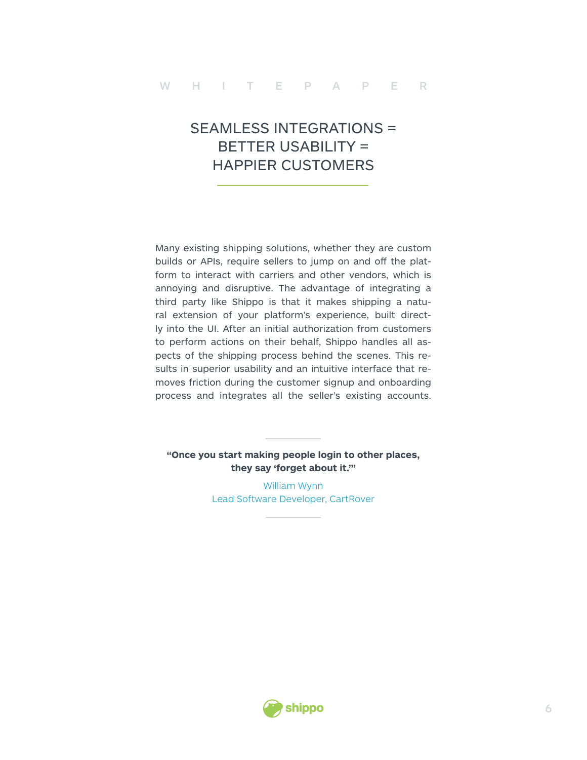# SEAMLESS INTEGRATIONS = BETTER USABILITY = HAPPIER CUSTOMERS

Many existing shipping solutions, whether they are custom builds or APIs, require sellers to jump on and off the platform to interact with carriers and other vendors, which is annoying and disruptive. The advantage of integrating a third party like Shippo is that it makes shipping a natural extension of your platform's experience, built directly into the UI. After an initial authorization from customers to perform actions on their behalf, Shippo handles all aspects of the shipping process behind the scenes. This results in superior usability and an intuitive interface that removes friction during the customer signup and onboarding process and integrates all the seller's existing accounts.

**"Once you start making people login to other places, they say 'forget about it.'"**

William Wynn
Lead Software Developer, CartRover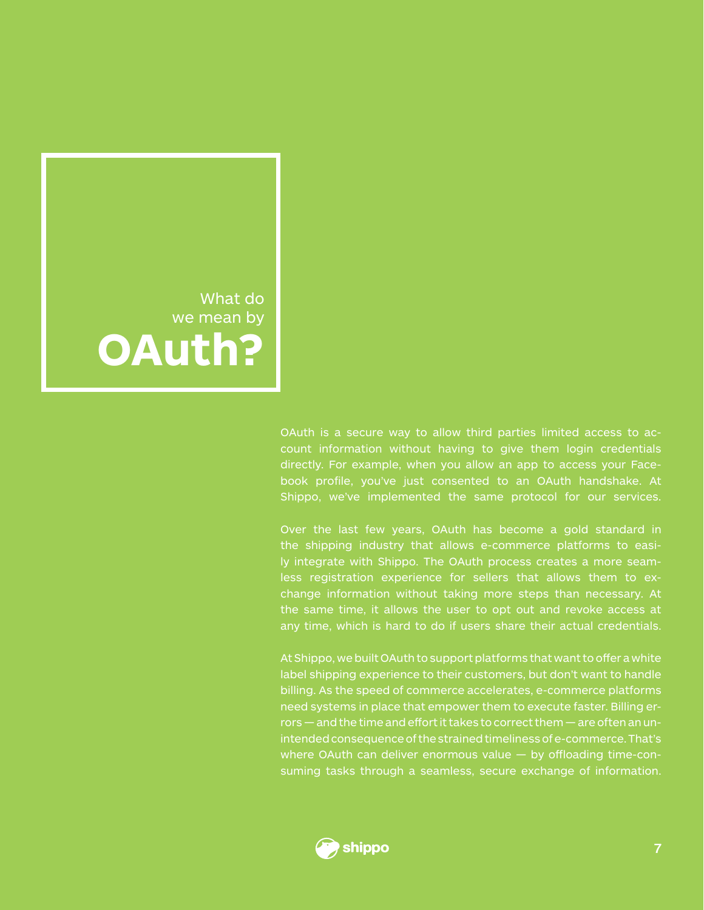# What do we mean by **OAuth?**

OAuth is a secure way to allow third parties limited access to account information without having to give them login credentials directly. For example, when you allow an app to access your Facebook profile, you've just consented to an OAuth handshake. At Shippo, we've implemented the same protocol for our services.

Over the last few years, OAuth has become a gold standard in the shipping industry that allows e-commerce platforms to easily integrate with Shippo. The OAuth process creates a more seamless registration experience for sellers that allows them to exchange information without taking more steps than necessary. At the same time, it allows the user to opt out and revoke access at any time, which is hard to do if users share their actual credentials.

At Shippo, we built OAuth to support platforms that want to offer a white label shipping experience to their customers, but don't want to handle billing. As the speed of commerce accelerates, e-commerce platforms need systems in place that empower them to execute faster. Billing errors — and the time and effort it takes to correct them — are often an unintended consequence of the strained timeliness of e-commerce. That's where OAuth can deliver enormous value — by offloading time-consuming tasks through a seamless, secure exchange of information.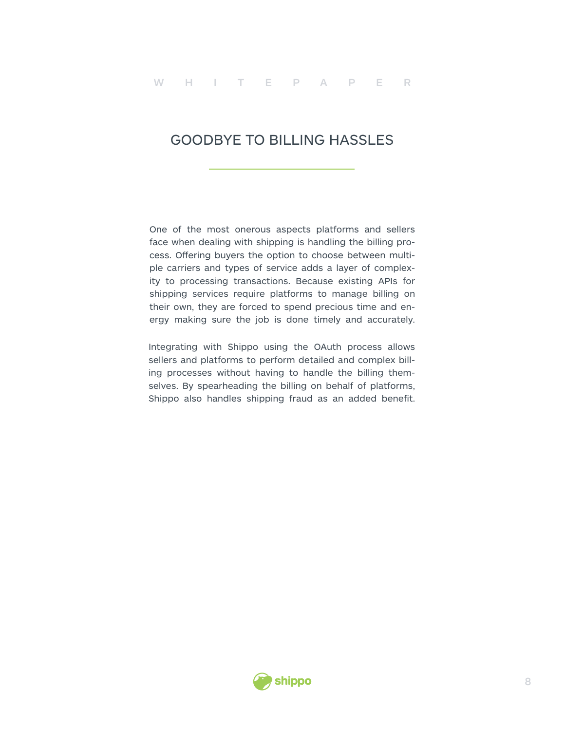# GOODBYE TO BILLING HASSLES

One of the most onerous aspects platforms and sellers face when dealing with shipping is handling the billing process. Offering buyers the option to choose between multiple carriers and types of service adds a layer of complexity to processing transactions. Because existing APIs for shipping services require platforms to manage billing on their own, they are forced to spend precious time and energy making sure the job is done timely and accurately.

Integrating with Shippo using the OAuth process allows sellers and platforms to perform detailed and complex billing processes without having to handle the billing themselves. By spearheading the billing on behalf of platforms, Shippo also handles shipping fraud as an added benefit.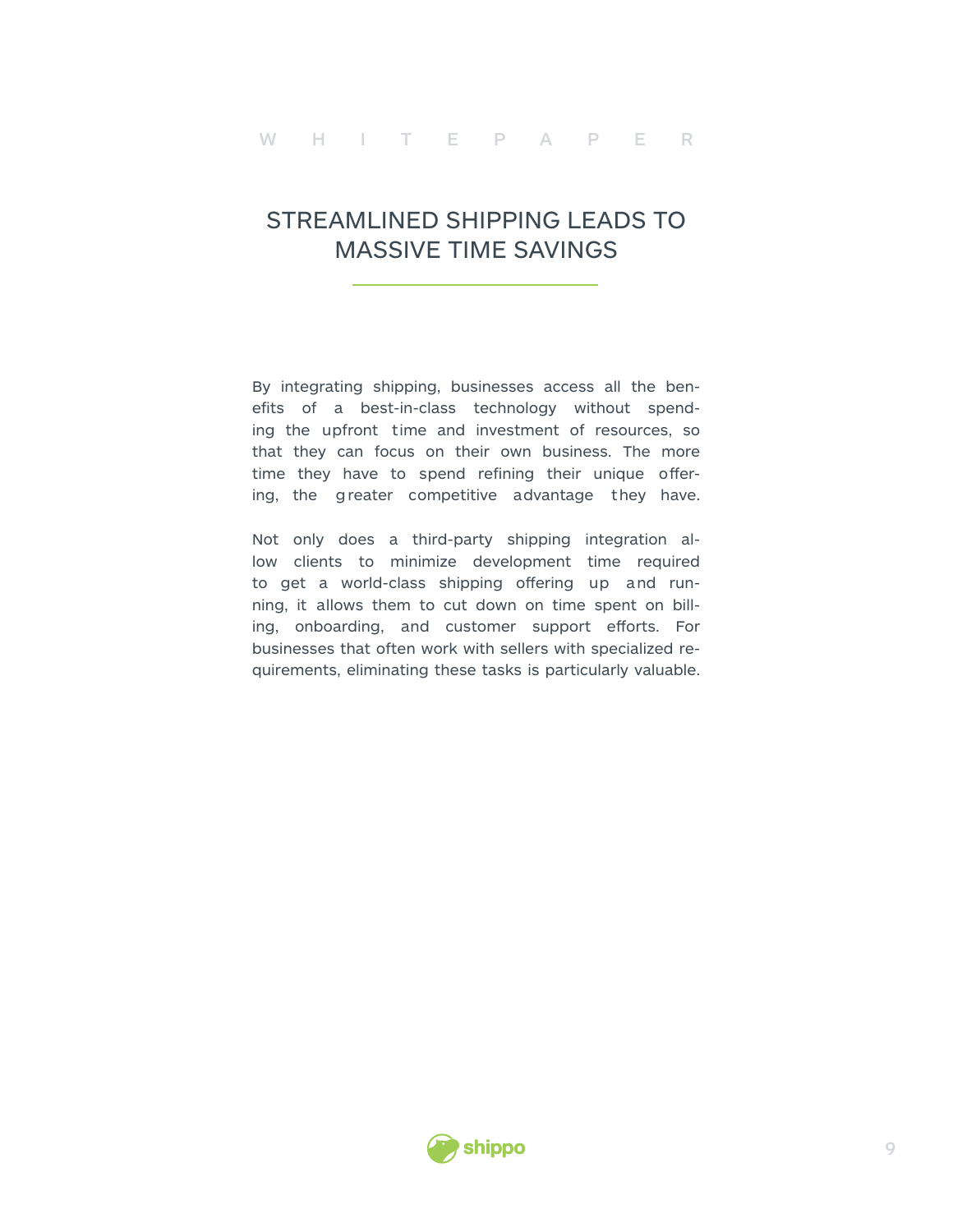## STREAMLINED SHIPPING LEADS TO MASSIVE TIME SAVINGS

By integrating shipping, businesses access all the benefits of a best-in-class technology without spending the upfront time and investment of resources, so that they can focus on their own business. The more time they have to spend refining their unique offering, the greater competitive advantage they have.

Not only does a third-party shipping integration allow clients to minimize development time required to get a world-class shipping offering up and running, it allows them to cut down on time spent on billing, onboarding, and customer support efforts. For businesses that often work with sellers with specialized requirements, eliminating these tasks is particularly valuable.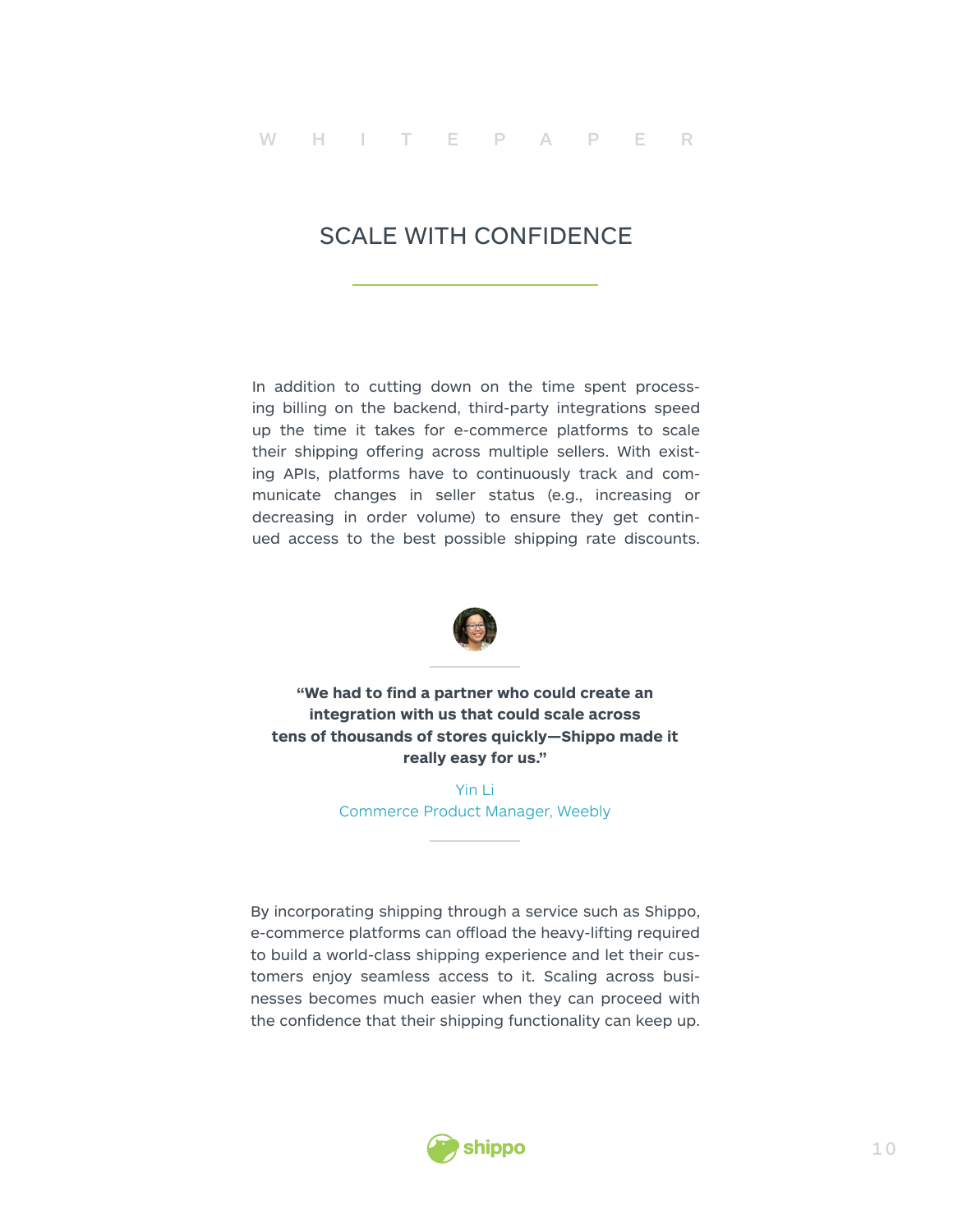## SCALE WITH CONFIDENCE

In addition to cutting down on the time spent processing billing on the backend, third-party integrations speed up the time it takes for e-commerce platforms to scale their shipping offering across multiple sellers. With existing APIs, platforms have to continuously track and communicate changes in seller status (e.g., increasing or decreasing in order volume) to ensure they get continued access to the best possible shipping rate discounts.

**"We had to find a partner who could create an integration with us that could scale across tens of thousands of stores quickly—Shippo made it really easy for us."**

Yin Li
Commerce Product Manager, Weebly

By incorporating shipping through a service such as Shippo, e-commerce platforms can offload the heavy-lifting required to build a world-class shipping experience and let their customers enjoy seamless access to it. Scaling across businesses becomes much easier when they can proceed with the confidence that their shipping functionality can keep up.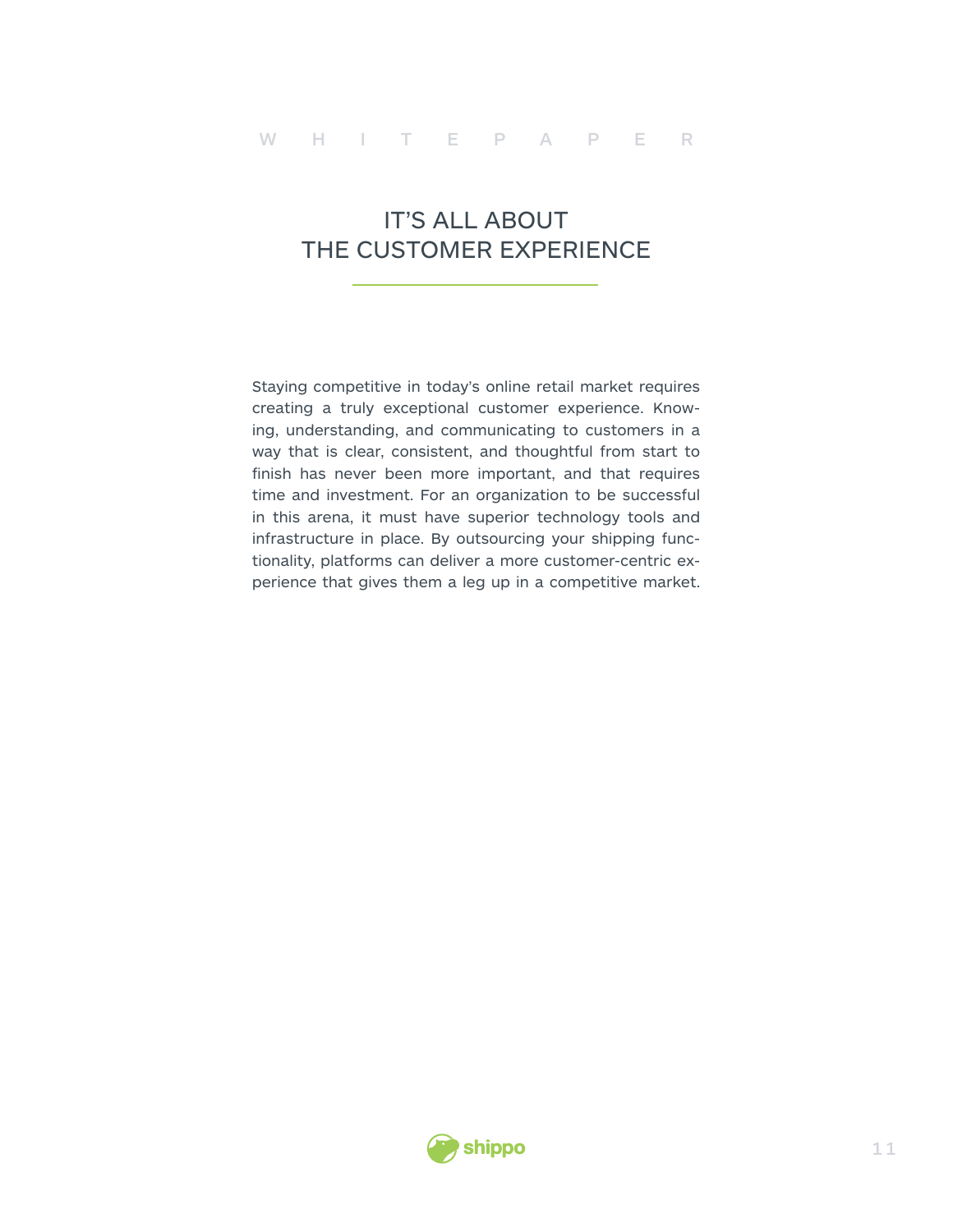# IT'S ALL ABOUT THE CUSTOMER EXPERIENCE

Staying competitive in today's online retail market requires creating a truly exceptional customer experience. Knowing, understanding, and communicating to customers in a way that is clear, consistent, and thoughtful from start to finish has never been more important, and that requires time and investment. For an organization to be successful in this arena, it must have superior technology tools and infrastructure in place. By outsourcing your shipping functionality, platforms can deliver a more customer-centric experience that gives them a leg up in a competitive market.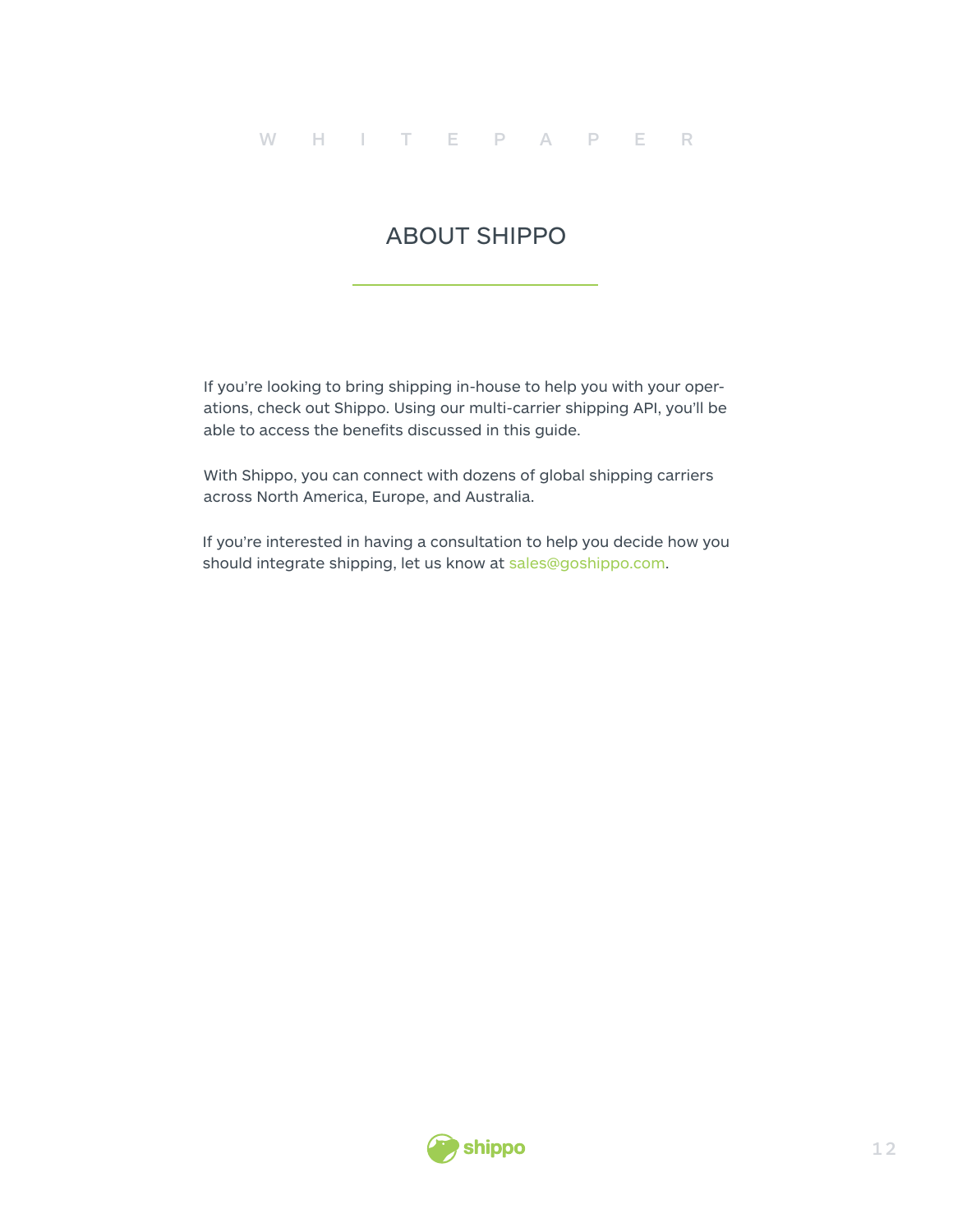# ABOUT SHIPPO

If you're looking to bring shipping in-house to help you with your operations, check out Shippo. Using our multi-carrier shipping API, you'll be able to access the benefits discussed in this guide.

With Shippo, you can connect with dozens of global shipping carriers across North America, Europe, and Australia.

If you're interested in having a consultation to help you decide how you should integrate shipping, let us know at sales@goshippo.com.